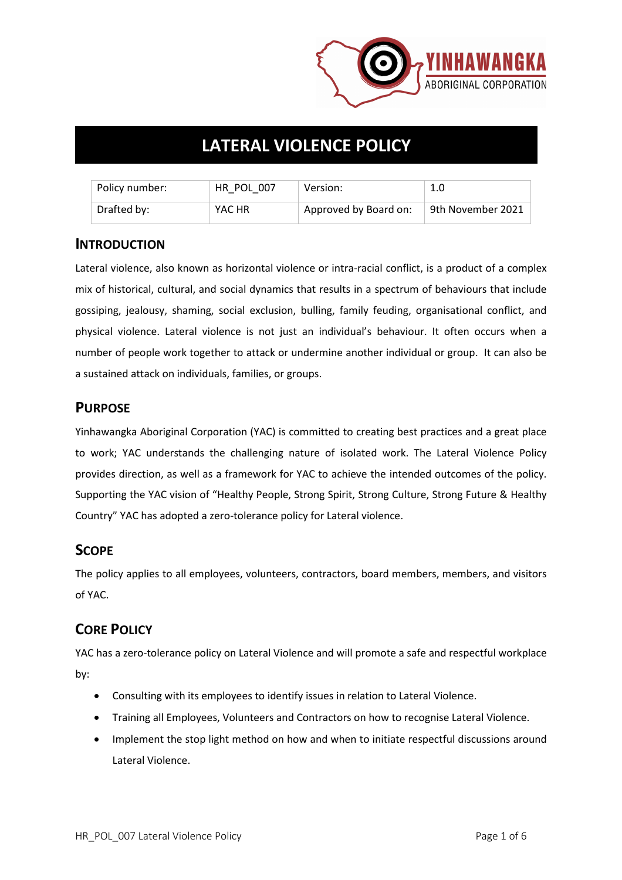# LATERAL VIOLENCE POLICY

| Policy number: | HR_POL_007 | Version: | 1.0 |
|---|---|---|---|
| Drafted by: | YAC HR | Approved by Board on: | 9th November 2021 |

## INTRODUCTION

Lateral violence, also known as horizontal violence or intra-racial conflict, is a product of a complex mix of historical, cultural, and social dynamics that results in a spectrum of behaviours that include gossiping, jealousy, shaming, social exclusion, bulling, family feuding, organisational conflict, and physical violence. Lateral violence is not just an individual's behaviour. It often occurs when a number of people work together to attack or undermine another individual or group. It can also be a sustained attack on individuals, families, or groups.

## PURPOSE

Yinhawangka Aboriginal Corporation (YAC) is committed to creating best practices and a great place to work; YAC understands the challenging nature of isolated work. The Lateral Violence Policy provides direction, as well as a framework for YAC to achieve the intended outcomes of the policy. Supporting the YAC vision of "Healthy People, Strong Spirit, Strong Culture, Strong Future & Healthy Country" YAC has adopted a zero-tolerance policy for Lateral violence.

## SCOPE

The policy applies to all employees, volunteers, contractors, board members, members, and visitors of YAC.

## CORE POLICY

YAC has a zero-tolerance policy on Lateral Violence and will promote a safe and respectful workplace by:

- Consulting with its employees to identify issues in relation to Lateral Violence.
- Training all Employees, Volunteers and Contractors on how to recognise Lateral Violence.
- Implement the stop light method on how and when to initiate respectful discussions around Lateral Violence.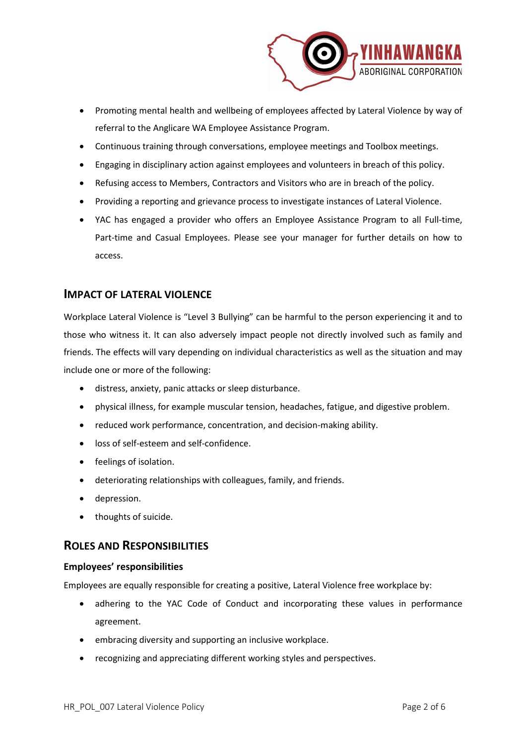- Promoting mental health and wellbeing of employees affected by Lateral Violence by way of referral to the Anglicare WA Employee Assistance Program.
- Continuous training through conversations, employee meetings and Toolbox meetings.
- Engaging in disciplinary action against employees and volunteers in breach of this policy.
- Refusing access to Members, Contractors and Visitors who are in breach of the policy.
- Providing a reporting and grievance process to investigate instances of Lateral Violence.
- YAC has engaged a provider who offers an Employee Assistance Program to all Full-time, Part-time and Casual Employees. Please see your manager for further details on how to access.

## Impact of Lateral Violence

Workplace Lateral Violence is "Level 3 Bullying" can be harmful to the person experiencing it and to those who witness it. It can also adversely impact people not directly involved such as family and friends. The effects will vary depending on individual characteristics as well as the situation and may include one or more of the following:

- distress, anxiety, panic attacks or sleep disturbance.
- physical illness, for example muscular tension, headaches, fatigue, and digestive problem.
- reduced work performance, concentration, and decision-making ability.
- loss of self-esteem and self-confidence.
- feelings of isolation.
- deteriorating relationships with colleagues, family, and friends.
- depression.
- thoughts of suicide.

## Roles and Responsibilities

### Employees' responsibilities

Employees are equally responsible for creating a positive, Lateral Violence free workplace by:

- adhering to the YAC Code of Conduct and incorporating these values in performance agreement.
- embracing diversity and supporting an inclusive workplace.
- recognizing and appreciating different working styles and perspectives.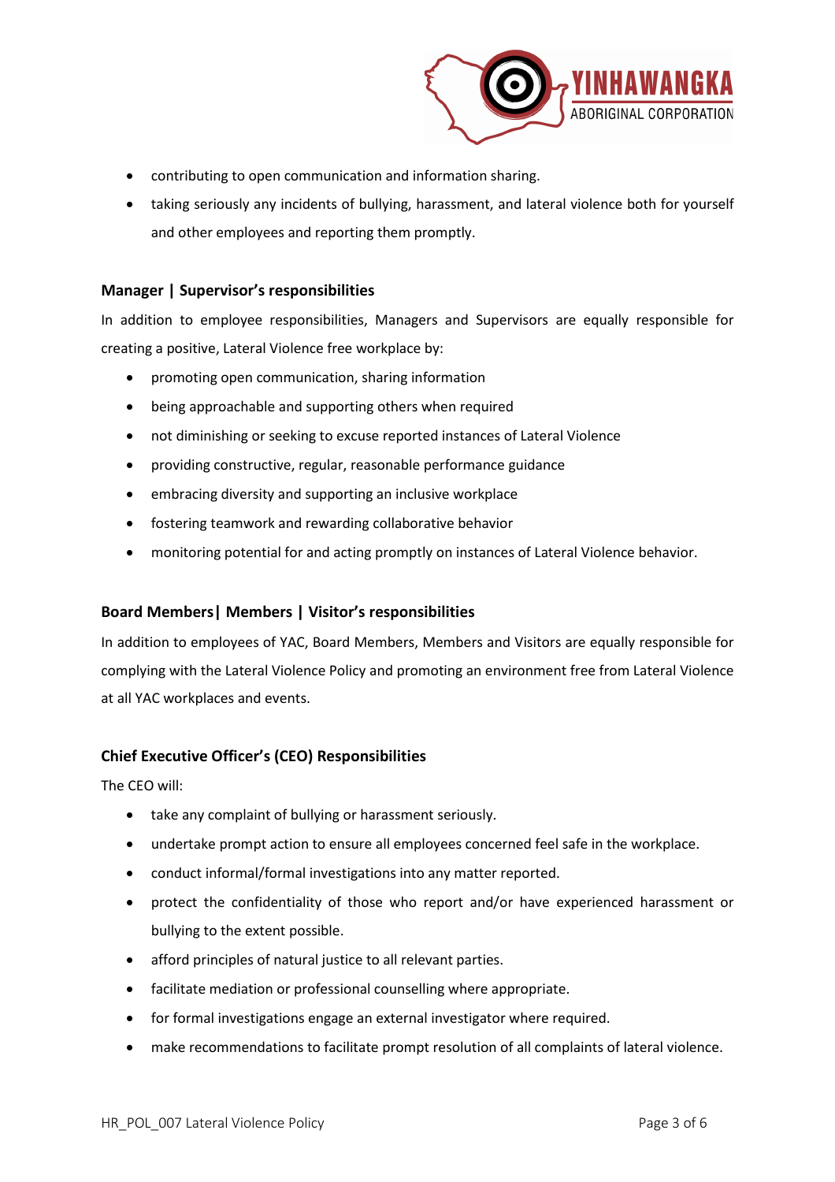- contributing to open communication and information sharing.
- taking seriously any incidents of bullying, harassment, and lateral violence both for yourself and other employees and reporting them promptly.

### Manager | Supervisor's responsibilities

In addition to employee responsibilities, Managers and Supervisors are equally responsible for creating a positive, Lateral Violence free workplace by:

- promoting open communication, sharing information
- being approachable and supporting others when required
- not diminishing or seeking to excuse reported instances of Lateral Violence
- providing constructive, regular, reasonable performance guidance
- embracing diversity and supporting an inclusive workplace
- fostering teamwork and rewarding collaborative behavior
- monitoring potential for and acting promptly on instances of Lateral Violence behavior.

### Board Members| Members | Visitor's responsibilities

In addition to employees of YAC, Board Members, Members and Visitors are equally responsible for complying with the Lateral Violence Policy and promoting an environment free from Lateral Violence at all YAC workplaces and events.

### Chief Executive Officer's (CEO) Responsibilities

The CEO will:

- take any complaint of bullying or harassment seriously.
- undertake prompt action to ensure all employees concerned feel safe in the workplace.
- conduct informal/formal investigations into any matter reported.
- protect the confidentiality of those who report and/or have experienced harassment or bullying to the extent possible.
- afford principles of natural justice to all relevant parties.
- facilitate mediation or professional counselling where appropriate.
- for formal investigations engage an external investigator where required.
- make recommendations to facilitate prompt resolution of all complaints of lateral violence.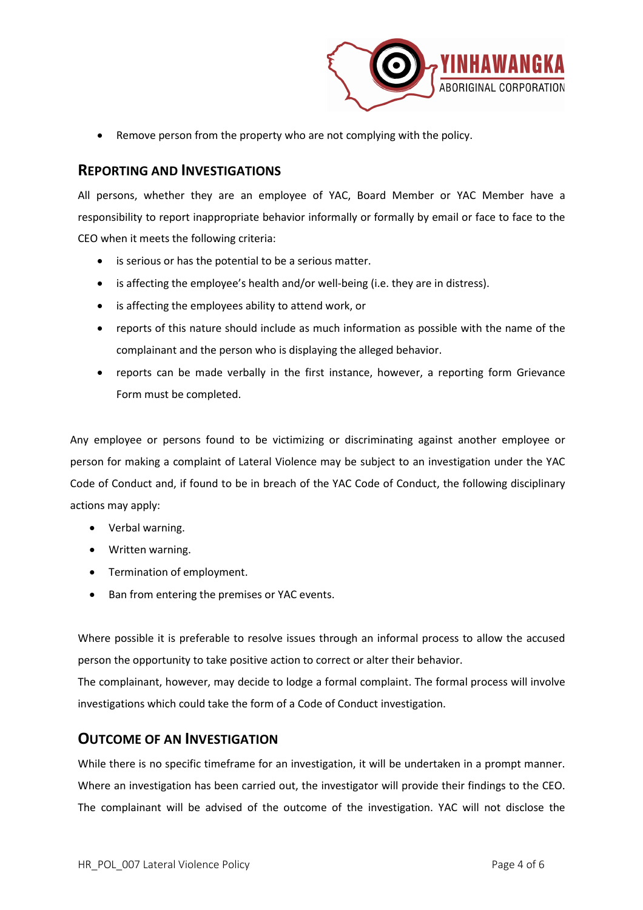- Remove person from the property who are not complying with the policy.

## Reporting and Investigations

All persons, whether they are an employee of YAC, Board Member or YAC Member have a responsibility to report inappropriate behavior informally or formally by email or face to face to the CEO when it meets the following criteria:

- is serious or has the potential to be a serious matter.
- is affecting the employee's health and/or well-being (i.e. they are in distress).
- is affecting the employees ability to attend work, or
- reports of this nature should include as much information as possible with the name of the complainant and the person who is displaying the alleged behavior.
- reports can be made verbally in the first instance, however, a reporting form Grievance Form must be completed.

Any employee or persons found to be victimizing or discriminating against another employee or person for making a complaint of Lateral Violence may be subject to an investigation under the YAC Code of Conduct and, if found to be in breach of the YAC Code of Conduct, the following disciplinary actions may apply:

- Verbal warning.
- Written warning.
- Termination of employment.
- Ban from entering the premises or YAC events.

Where possible it is preferable to resolve issues through an informal process to allow the accused person the opportunity to take positive action to correct or alter their behavior.
The complainant, however, may decide to lodge a formal complaint. The formal process will involve investigations which could take the form of a Code of Conduct investigation.

## Outcome of an Investigation

While there is no specific timeframe for an investigation, it will be undertaken in a prompt manner. Where an investigation has been carried out, the investigator will provide their findings to the CEO. The complainant will be advised of the outcome of the investigation. YAC will not disclose the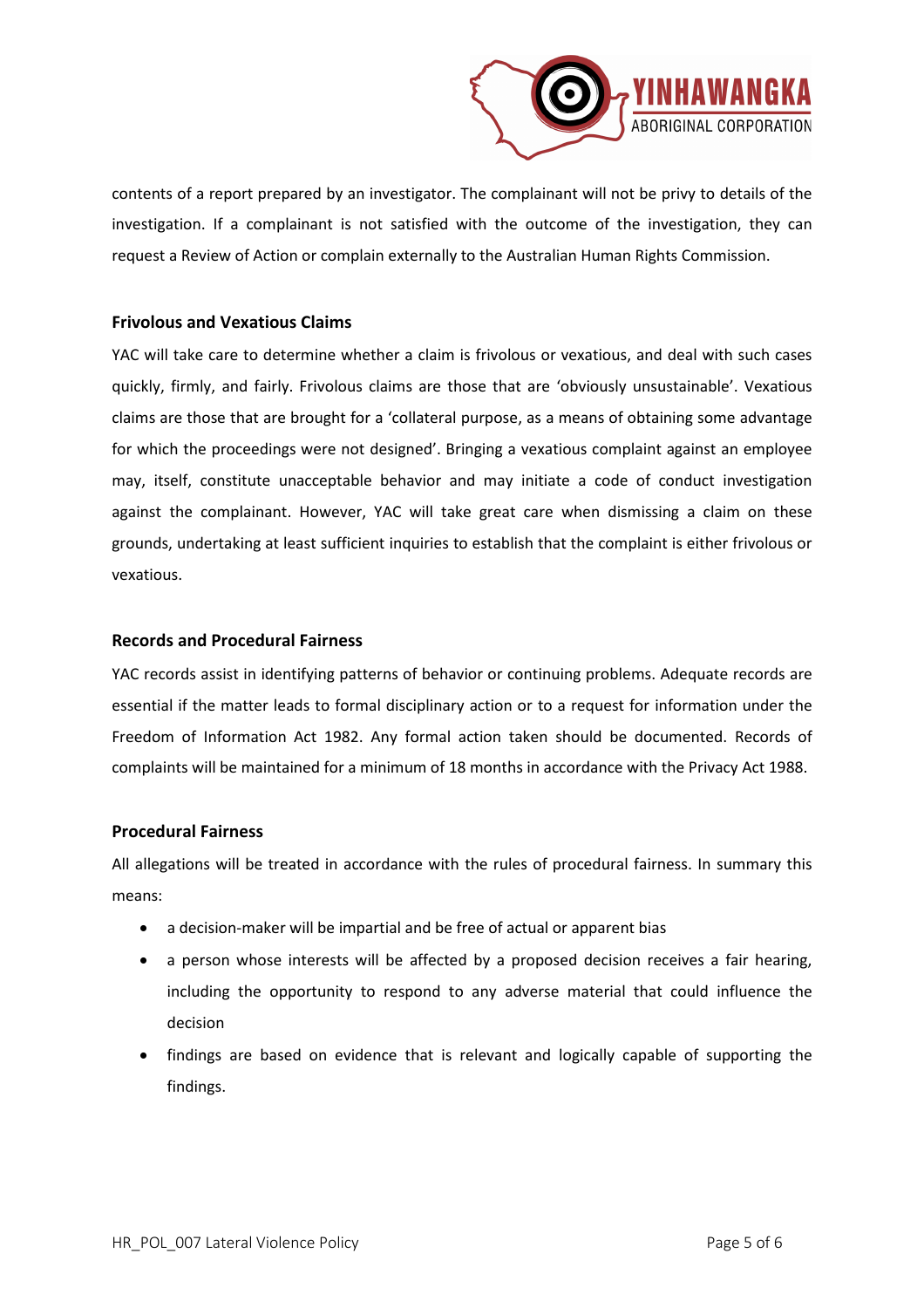contents of a report prepared by an investigator. The complainant will not be privy to details of the investigation. If a complainant is not satisfied with the outcome of the investigation, they can request a Review of Action or complain externally to the Australian Human Rights Commission.

### Frivolous and Vexatious Claims

YAC will take care to determine whether a claim is frivolous or vexatious, and deal with such cases quickly, firmly, and fairly. Frivolous claims are those that are 'obviously unsustainable'. Vexatious claims are those that are brought for a 'collateral purpose, as a means of obtaining some advantage for which the proceedings were not designed'. Bringing a vexatious complaint against an employee may, itself, constitute unacceptable behavior and may initiate a code of conduct investigation against the complainant. However, YAC will take great care when dismissing a claim on these grounds, undertaking at least sufficient inquiries to establish that the complaint is either frivolous or vexatious.

### Records and Procedural Fairness

YAC records assist in identifying patterns of behavior or continuing problems. Adequate records are essential if the matter leads to formal disciplinary action or to a request for information under the Freedom of Information Act 1982. Any formal action taken should be documented. Records of complaints will be maintained for a minimum of 18 months in accordance with the Privacy Act 1988.

### Procedural Fairness

All allegations will be treated in accordance with the rules of procedural fairness. In summary this means:

- a decision-maker will be impartial and be free of actual or apparent bias
- a person whose interests will be affected by a proposed decision receives a fair hearing, including the opportunity to respond to any adverse material that could influence the decision
- findings are based on evidence that is relevant and logically capable of supporting the findings.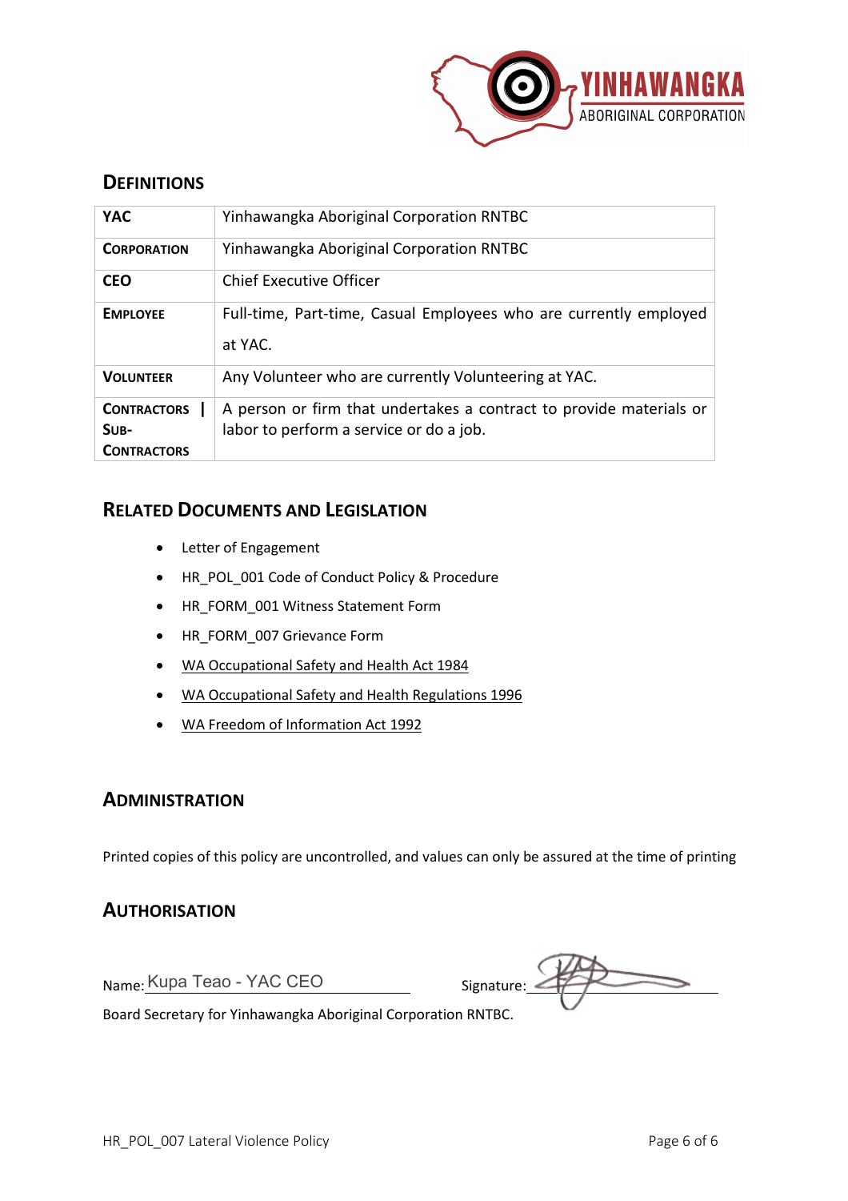## Definitions

| | |
|---|---|
| **YAC** | Yinhawangka Aboriginal Corporation RNTBC |
| **Corporation** | Yinhawangka Aboriginal Corporation RNTBC |
| **CEO** | Chief Executive Officer |
| **Employee** | Full-time, Part-time, Casual Employees who are currently employed at YAC. |
| **Volunteer** | Any Volunteer who are currently Volunteering at YAC. |
| **Contractors \| Sub-Contractors** | A person or firm that undertakes a contract to provide materials or labor to perform a service or do a job. |

## Related Documents and Legislation

- Letter of Engagement
- HR_POL_001 Code of Conduct Policy & Procedure
- HR_FORM_001 Witness Statement Form
- HR_FORM_007 Grievance Form
- WA Occupational Safety and Health Act 1984
- WA Occupational Safety and Health Regulations 1996
- WA Freedom of Information Act 1992

## Administration

Printed copies of this policy are uncontrolled, and values can only be assured at the time of printing

## Authorisation

Name: Kupa Teao - YAC CEO

Signature:

Board Secretary for Yinhawangka Aboriginal Corporation RNTBC.